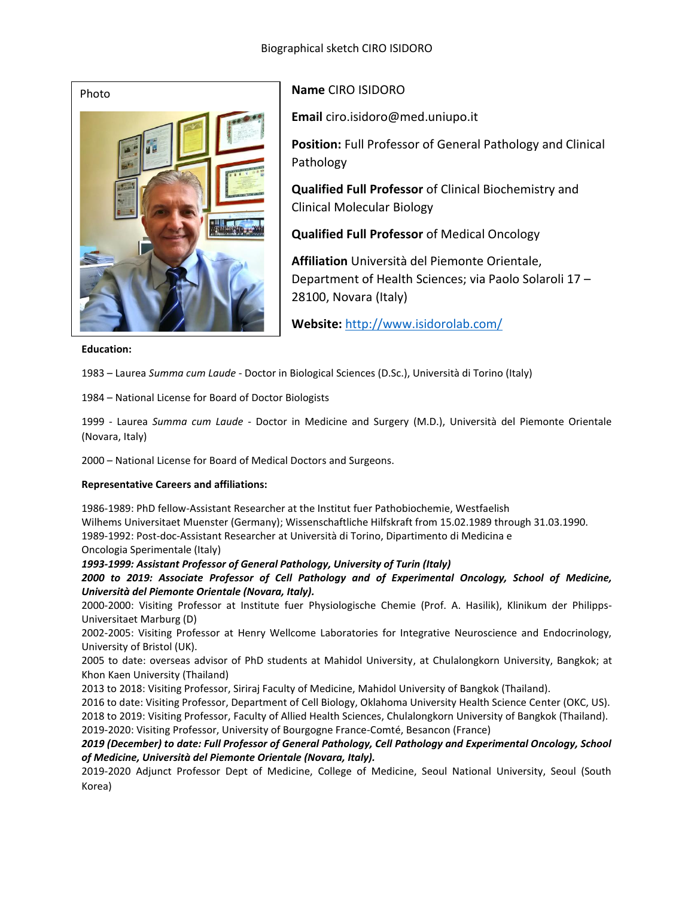Biographical sketch CIRO ISIDORO

Photo

**Name** CIRO ISIDORO

**Email** ciro.isidoro@med.uniupo.it

**Position:** Full Professor of General Pathology and Clinical Pathology

**Qualified Full Professor** of Clinical Biochemistry and Clinical Molecular Biology

**Qualified Full Professor** of Medical Oncology

**Affiliation** Università del Piemonte Orientale, Department of Health Sciences; via Paolo Solaroli 17 – 28100, Novara (Italy)

**Website:** http://www.isidorolab.com/

**Education:**

1983 – Laurea *Summa cum Laude* - Doctor in Biological Sciences (D.Sc.), Università di Torino (Italy)

1984 – National License for Board of Doctor Biologists

1999 - Laurea *Summa cum Laude* - Doctor in Medicine and Surgery (M.D.), Università del Piemonte Orientale (Novara, Italy)

2000 – National License for Board of Medical Doctors and Surgeons.

**Representative Careers and affiliations:**

1986-1989: PhD fellow-Assistant Researcher at the Institut fuer Pathobiochemie, Westfaelish Wilhems Universitaet Muenster (Germany); Wissenschaftliche Hilfskraft from 15.02.1989 through 31.03.1990.
1989-1992: Post-doc-Assistant Researcher at Università di Torino, Dipartimento di Medicina e Oncologia Sperimentale (Italy)
***1993-1999: Assistant Professor of General Pathology, University of Turin (Italy)***
***2000 to 2019: Associate Professor of Cell Pathology and of Experimental Oncology, School of Medicine, Università del Piemonte Orientale (Novara, Italy).***
2000-2000: Visiting Professor at Institute fuer Physiologische Chemie (Prof. A. Hasilik), Klinikum der Philipps-Universitaet Marburg (D)
2002-2005: Visiting Professor at Henry Wellcome Laboratories for Integrative Neuroscience and Endocrinology, University of Bristol (UK).
2005 to date: overseas advisor of PhD students at Mahidol University, at Chulalongkorn University, Bangkok; at Khon Kaen University (Thailand)
2013 to 2018: Visiting Professor, Siriraj Faculty of Medicine, Mahidol University of Bangkok (Thailand).
2016 to date: Visiting Professor, Department of Cell Biology, Oklahoma University Health Science Center (OKC, US).
2018 to 2019: Visiting Professor, Faculty of Allied Health Sciences, Chulalongkorn University of Bangkok (Thailand).
2019-2020: Visiting Professor, University of Bourgogne France-Comté, Besancon (France)
***2019 (December) to date: Full Professor of General Pathology, Cell Pathology and Experimental Oncology, School of Medicine, Università del Piemonte Orientale (Novara, Italy).***
2019-2020 Adjunct Professor Dept of Medicine, College of Medicine, Seoul National University, Seoul (South Korea)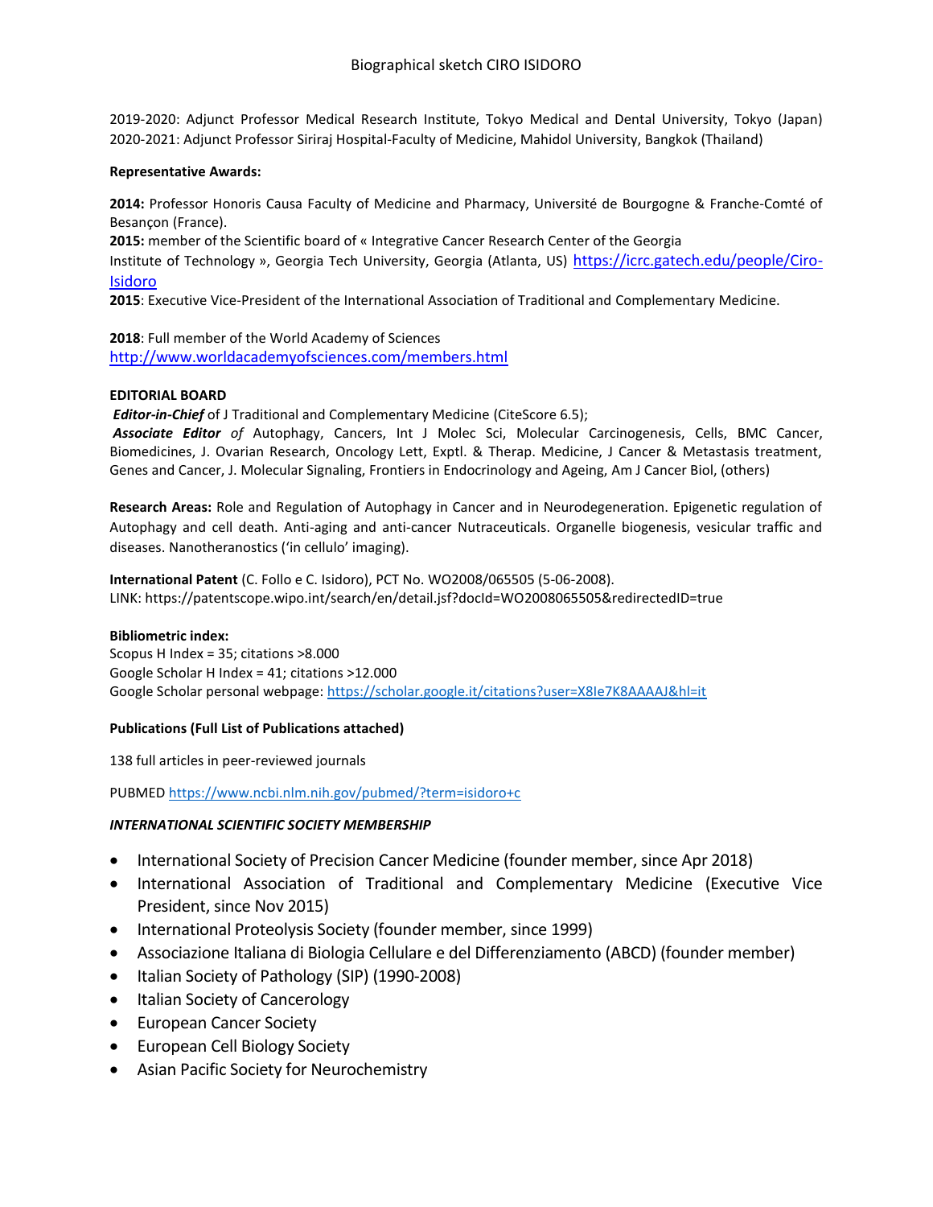2019-2020: Adjunct Professor Medical Research Institute, Tokyo Medical and Dental University, Tokyo (Japan)
2020-2021: Adjunct Professor Siriraj Hospital-Faculty of Medicine, Mahidol University, Bangkok (Thailand)

**Representative Awards:**

**2014:** Professor Honoris Causa Faculty of Medicine and Pharmacy, Université de Bourgogne & Franche-Comté of Besançon (France).
**2015:** member of the Scientific board of « Integrative Cancer Research Center of the Georgia Institute of Technology », Georgia Tech University, Georgia (Atlanta, US) https://icrc.gatech.edu/people/Ciro-Isidoro
**2015**: Executive Vice-President of the International Association of Traditional and Complementary Medicine.

**2018**: Full member of the World Academy of Sciences
http://www.worldacademyofsciences.com/members.html

**EDITORIAL BOARD**
***Editor-in-Chief*** of J Traditional and Complementary Medicine (CiteScore 6.5);
***Associate Editor*** *of* Autophagy, Cancers, Int J Molec Sci, Molecular Carcinogenesis, Cells, BMC Cancer, Biomedicines, J. Ovarian Research, Oncology Lett, Exptl. & Therap. Medicine, J Cancer & Metastasis treatment, Genes and Cancer, J. Molecular Signaling, Frontiers in Endocrinology and Ageing, Am J Cancer Biol, (others)

**Research Areas:** Role and Regulation of Autophagy in Cancer and in Neurodegeneration. Epigenetic regulation of Autophagy and cell death. Anti-aging and anti-cancer Nutraceuticals. Organelle biogenesis, vesicular traffic and diseases. Nanotheranostics ('in cellulo' imaging).

**International Patent** (C. Follo e C. Isidoro), PCT No. WO2008/065505 (5-06-2008).
LINK: https://patentscope.wipo.int/search/en/detail.jsf?docId=WO2008065505&redirectedID=true

**Bibliometric index:**
Scopus H Index = 35; citations >8.000
Google Scholar H Index = 41; citations >12.000
Google Scholar personal webpage: https://scholar.google.it/citations?user=X8Ie7K8AAAAJ&hl=it

**Publications (Full List of Publications attached)**

138 full articles in peer-reviewed journals

PUBMED https://www.ncbi.nlm.nih.gov/pubmed/?term=isidoro+c

***INTERNATIONAL SCIENTIFIC SOCIETY MEMBERSHIP***

- International Society of Precision Cancer Medicine (founder member, since Apr 2018)
- International Association of Traditional and Complementary Medicine (Executive Vice President, since Nov 2015)
- International Proteolysis Society (founder member, since 1999)
- Associazione Italiana di Biologia Cellulare e del Differenziamento (ABCD) (founder member)
- Italian Society of Pathology (SIP) (1990-2008)
- Italian Society of Cancerology
- European Cancer Society
- European Cell Biology Society
- Asian Pacific Society for Neurochemistry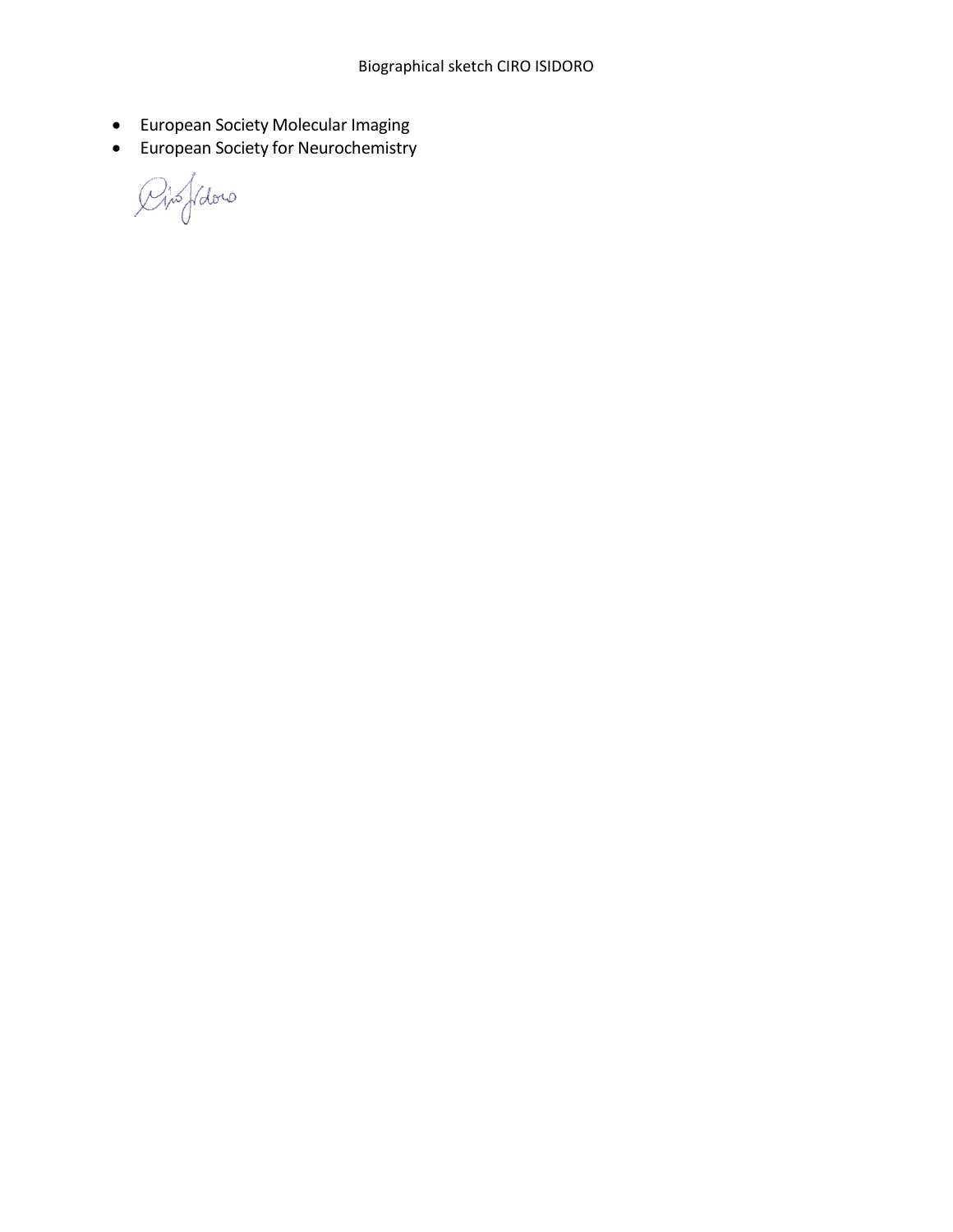- European Society Molecular Imaging
- European Society for Neurochemistry